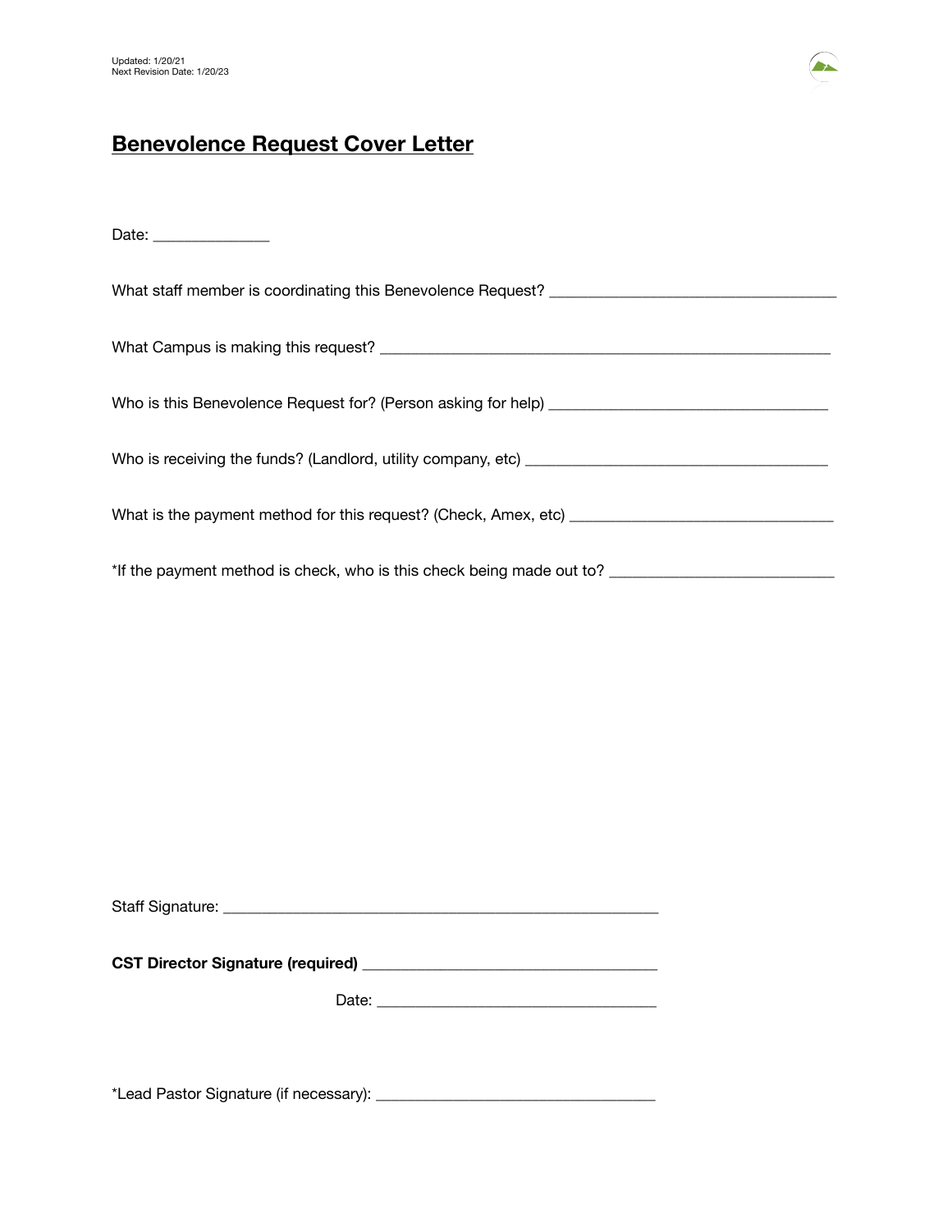Updated: 1/20/21
Next Revision Date: 1/20/23

# Benevolence Request Cover Letter

Date: _______________

What staff member is coordinating this Benevolence Request? ____________________________________

What Campus is making this request? ________________________________________________________

Who is this Benevolence Request for? (Person asking for help) ___________________________________

Who is receiving the funds? (Landlord, utility company, etc) ______________________________________

What is the payment method for this request? (Check, Amex, etc) _________________________________

*If the payment method is check, who is this check being made out to? ___________________________

Staff Signature: _______________________________________________________

**CST Director Signature (required)** _____________________________________

Date: ___________________________________

*Lead Pastor Signature (if necessary): ___________________________________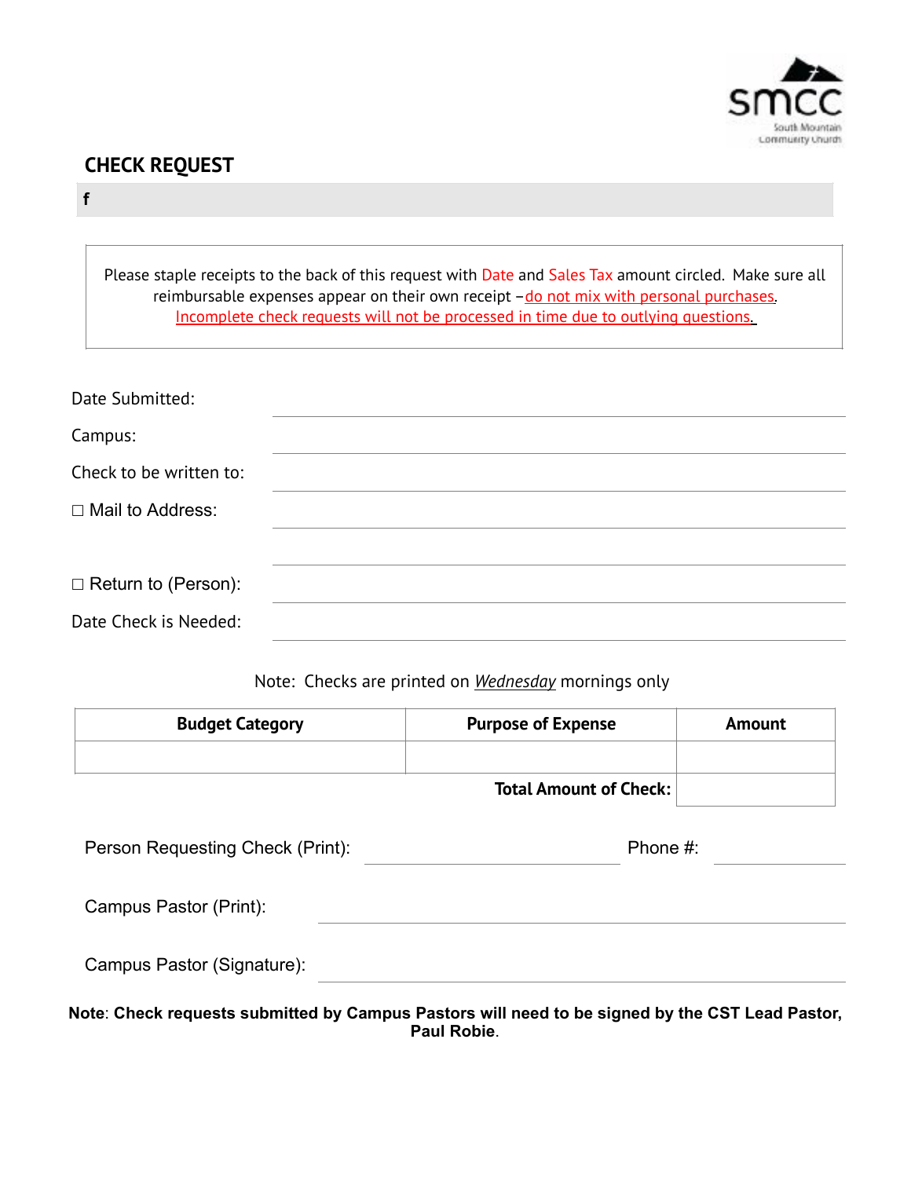smcc
South Mountain Community Church

## CHECK REQUEST

f

Please staple receipts to the back of this request with Date and Sales Tax amount circled. Make sure all reimbursable expenses appear on their own receipt – do not mix with personal purchases. Incomplete check requests will not be processed in time due to outlying questions.

Date Submitted: ____________________

Campus: ____________________

Check to be written to: ____________________

☐ Mail to Address: ____________________

____________________

☐ Return to (Person): ____________________

Date Check is Needed: ____________________

Note: Checks are printed on *Wednesday* mornings only

| Budget Category | Purpose of Expense | Amount |
|---|---|---|
| | | |
| | **Total Amount of Check:** | |

Person Requesting Check (Print): ____________________ Phone #: ____________

Campus Pastor (Print): ____________________

Campus Pastor (Signature): ____________________

**Note**: **Check requests submitted by Campus Pastors will need to be signed by the CST Lead Pastor, Paul Robie**.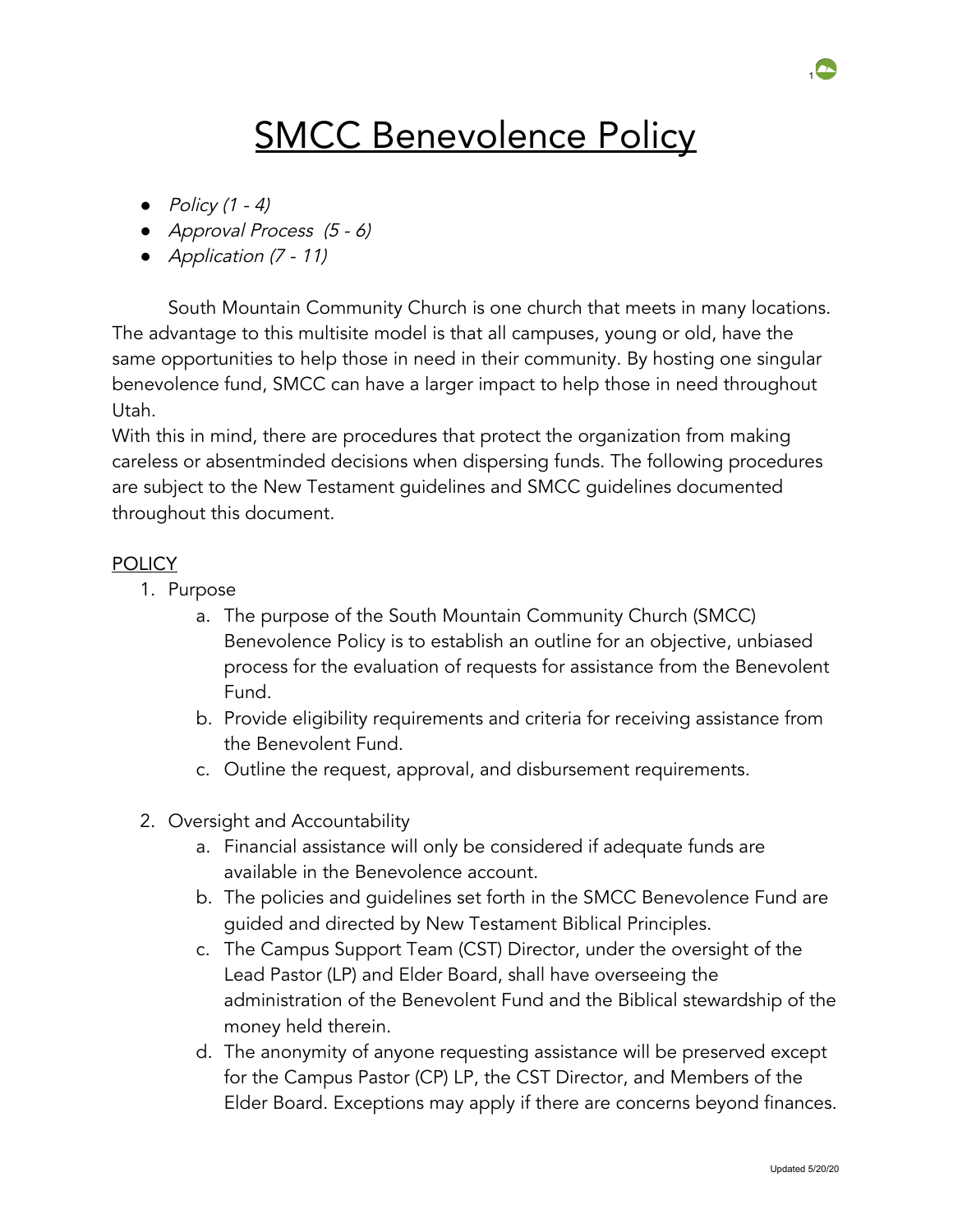# SMCC Benevolence Policy

- *Policy (1 - 4)*
- *Approval Process (5 - 6)*
- *Application (7 - 11)*

South Mountain Community Church is one church that meets in many locations. The advantage to this multisite model is that all campuses, young or old, have the same opportunities to help those in need in their community. By hosting one singular benevolence fund, SMCC can have a larger impact to help those in need throughout Utah.

With this in mind, there are procedures that protect the organization from making careless or absentminded decisions when dispersing funds. The following procedures are subject to the New Testament guidelines and SMCC guidelines documented throughout this document.

## POLICY

1. Purpose
   a. The purpose of the South Mountain Community Church (SMCC) Benevolence Policy is to establish an outline for an objective, unbiased process for the evaluation of requests for assistance from the Benevolent Fund.
   b. Provide eligibility requirements and criteria for receiving assistance from the Benevolent Fund.
   c. Outline the request, approval, and disbursement requirements.

2. Oversight and Accountability
   a. Financial assistance will only be considered if adequate funds are available in the Benevolence account.
   b. The policies and guidelines set forth in the SMCC Benevolence Fund are guided and directed by New Testament Biblical Principles.
   c. The Campus Support Team (CST) Director, under the oversight of the Lead Pastor (LP) and Elder Board, shall have overseeing the administration of the Benevolent Fund and the Biblical stewardship of the money held therein.
   d. The anonymity of anyone requesting assistance will be preserved except for the Campus Pastor (CP) LP, the CST Director, and Members of the Elder Board. Exceptions may apply if there are concerns beyond finances.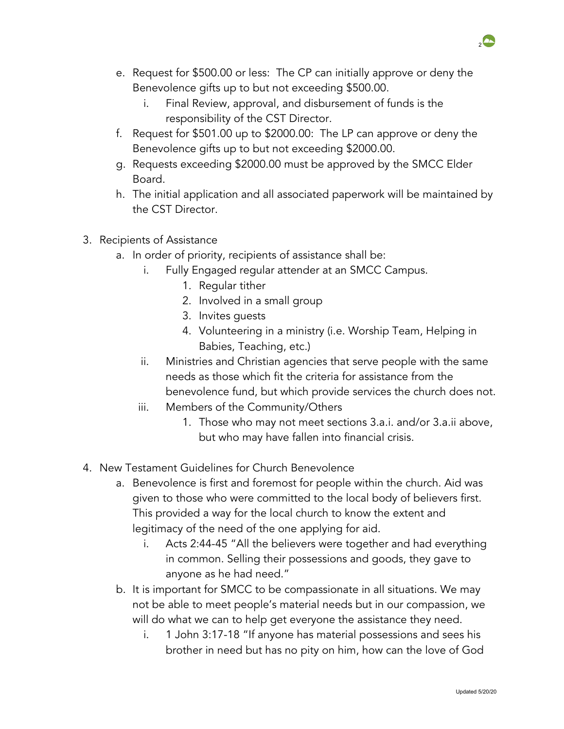e. Request for $500.00 or less: The CP can initially approve or deny the Benevolence gifts up to but not exceeding $500.00.
      i. Final Review, approval, and disbursement of funds is the responsibility of the CST Director.
   f. Request for $501.00 up to $2000.00: The LP can approve or deny the Benevolence gifts up to but not exceeding $2000.00.
   g. Requests exceeding $2000.00 must be approved by the SMCC Elder Board.
   h. The initial application and all associated paperwork will be maintained by the CST Director.

3. Recipients of Assistance
   a. In order of priority, recipients of assistance shall be:
      i. Fully Engaged regular attender at an SMCC Campus.
         1. Regular tither
         2. Involved in a small group
         3. Invites guests
         4. Volunteering in a ministry (i.e. Worship Team, Helping in Babies, Teaching, etc.)
      ii. Ministries and Christian agencies that serve people with the same needs as those which fit the criteria for assistance from the benevolence fund, but which provide services the church does not.
      iii. Members of the Community/Others
         1. Those who may not meet sections 3.a.i. and/or 3.a.ii above, but who may have fallen into financial crisis.

4. New Testament Guidelines for Church Benevolence
   a. Benevolence is first and foremost for people within the church. Aid was given to those who were committed to the local body of believers first. This provided a way for the local church to know the extent and legitimacy of the need of the one applying for aid.
      i. Acts 2:44-45 "All the believers were together and had everything in common. Selling their possessions and goods, they gave to anyone as he had need."
   b. It is important for SMCC to be compassionate in all situations. We may not be able to meet people's material needs but in our compassion, we will do what we can to help get everyone the assistance they need.
      i. 1 John 3:17-18 "If anyone has material possessions and sees his brother in need but has no pity on him, how can the love of God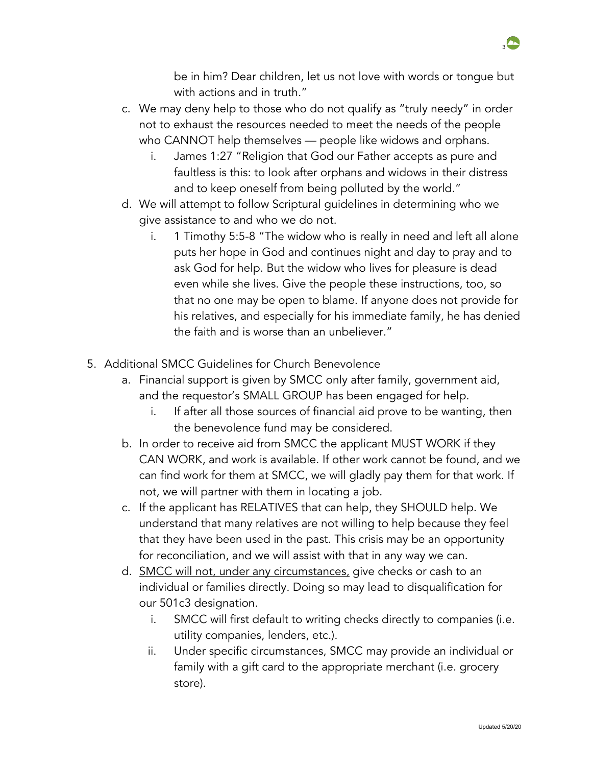be in him? Dear children, let us not love with words or tongue but with actions and in truth."

c. We may deny help to those who do not qualify as "truly needy" in order not to exhaust the resources needed to meet the needs of the people who CANNOT help themselves — people like widows and orphans.
   i. James 1:27 "Religion that God our Father accepts as pure and faultless is this: to look after orphans and widows in their distress and to keep oneself from being polluted by the world."
d. We will attempt to follow Scriptural guidelines in determining who we give assistance to and who we do not.
   i. 1 Timothy 5:5-8 "The widow who is really in need and left all alone puts her hope in God and continues night and day to pray and to ask God for help. But the widow who lives for pleasure is dead even while she lives. Give the people these instructions, too, so that no one may be open to blame. If anyone does not provide for his relatives, and especially for his immediate family, he has denied the faith and is worse than an unbeliever."

5. Additional SMCC Guidelines for Church Benevolence
   a. Financial support is given by SMCC only after family, government aid, and the requestor's SMALL GROUP has been engaged for help.
      i. If after all those sources of financial aid prove to be wanting, then the benevolence fund may be considered.
   b. In order to receive aid from SMCC the applicant MUST WORK if they CAN WORK, and work is available. If other work cannot be found, and we can find work for them at SMCC, we will gladly pay them for that work. If not, we will partner with them in locating a job.
   c. If the applicant has RELATIVES that can help, they SHOULD help. We understand that many relatives are not willing to help because they feel that they have been used in the past. This crisis may be an opportunity for reconciliation, and we will assist with that in any way we can.
   d. <u>SMCC will not, under any circumstances,</u> give checks or cash to an individual or families directly. Doing so may lead to disqualification for our 501c3 designation.
      i. SMCC will first default to writing checks directly to companies (i.e. utility companies, lenders, etc.).
      ii. Under specific circumstances, SMCC may provide an individual or family with a gift card to the appropriate merchant (i.e. grocery store).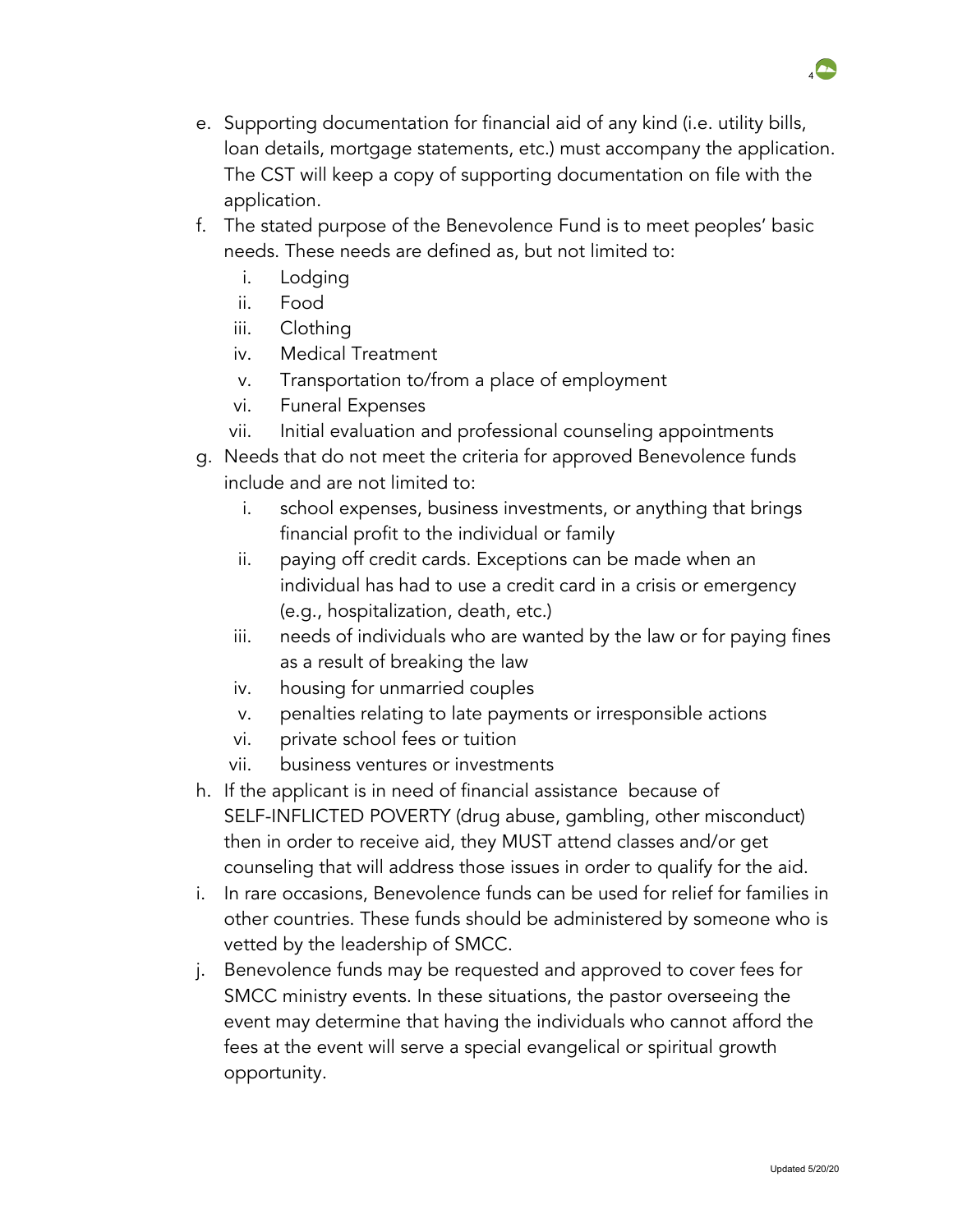e. Supporting documentation for financial aid of any kind (i.e. utility bills, loan details, mortgage statements, etc.) must accompany the application. The CST will keep a copy of supporting documentation on file with the application.

f. The stated purpose of the Benevolence Fund is to meet peoples' basic needs. These needs are defined as, but not limited to:
   i. Lodging
   ii. Food
   iii. Clothing
   iv. Medical Treatment
   v. Transportation to/from a place of employment
   vi. Funeral Expenses
   vii. Initial evaluation and professional counseling appointments

g. Needs that do not meet the criteria for approved Benevolence funds include and are not limited to:
   i. school expenses, business investments, or anything that brings financial profit to the individual or family
   ii. paying off credit cards. Exceptions can be made when an individual has had to use a credit card in a crisis or emergency (e.g., hospitalization, death, etc.)
   iii. needs of individuals who are wanted by the law or for paying fines as a result of breaking the law
   iv. housing for unmarried couples
   v. penalties relating to late payments or irresponsible actions
   vi. private school fees or tuition
   vii. business ventures or investments

h. If the applicant is in need of financial assistance because of SELF-INFLICTED POVERTY (drug abuse, gambling, other misconduct) then in order to receive aid, they MUST attend classes and/or get counseling that will address those issues in order to qualify for the aid.

i. In rare occasions, Benevolence funds can be used for relief for families in other countries. These funds should be administered by someone who is vetted by the leadership of SMCC.

j. Benevolence funds may be requested and approved to cover fees for SMCC ministry events. In these situations, the pastor overseeing the event may determine that having the individuals who cannot afford the fees at the event will serve a special evangelical or spiritual growth opportunity.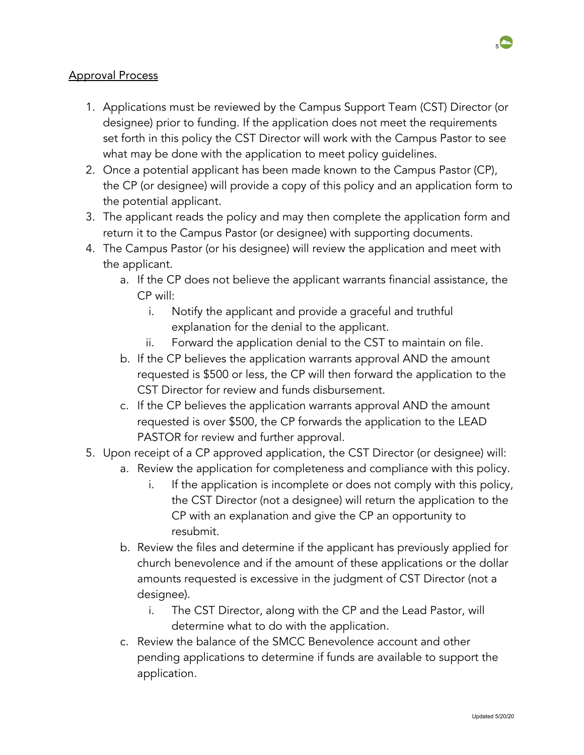Approval Process

1. Applications must be reviewed by the Campus Support Team (CST) Director (or designee) prior to funding. If the application does not meet the requirements set forth in this policy the CST Director will work with the Campus Pastor to see what may be done with the application to meet policy guidelines.
2. Once a potential applicant has been made known to the Campus Pastor (CP), the CP (or designee) will provide a copy of this policy and an application form to the potential applicant.
3. The applicant reads the policy and may then complete the application form and return it to the Campus Pastor (or designee) with supporting documents.
4. The Campus Pastor (or his designee) will review the application and meet with the applicant.
   a. If the CP does not believe the applicant warrants financial assistance, the CP will:
      i. Notify the applicant and provide a graceful and truthful explanation for the denial to the applicant.
      ii. Forward the application denial to the CST to maintain on file.
   b. If the CP believes the application warrants approval AND the amount requested is $500 or less, the CP will then forward the application to the CST Director for review and funds disbursement.
   c. If the CP believes the application warrants approval AND the amount requested is over $500, the CP forwards the application to the LEAD PASTOR for review and further approval.
5. Upon receipt of a CP approved application, the CST Director (or designee) will:
   a. Review the application for completeness and compliance with this policy.
      i. If the application is incomplete or does not comply with this policy, the CST Director (not a designee) will return the application to the CP with an explanation and give the CP an opportunity to resubmit.
   b. Review the files and determine if the applicant has previously applied for church benevolence and if the amount of these applications or the dollar amounts requested is excessive in the judgment of CST Director (not a designee).
      i. The CST Director, along with the CP and the Lead Pastor, will determine what to do with the application.
   c. Review the balance of the SMCC Benevolence account and other pending applications to determine if funds are available to support the application.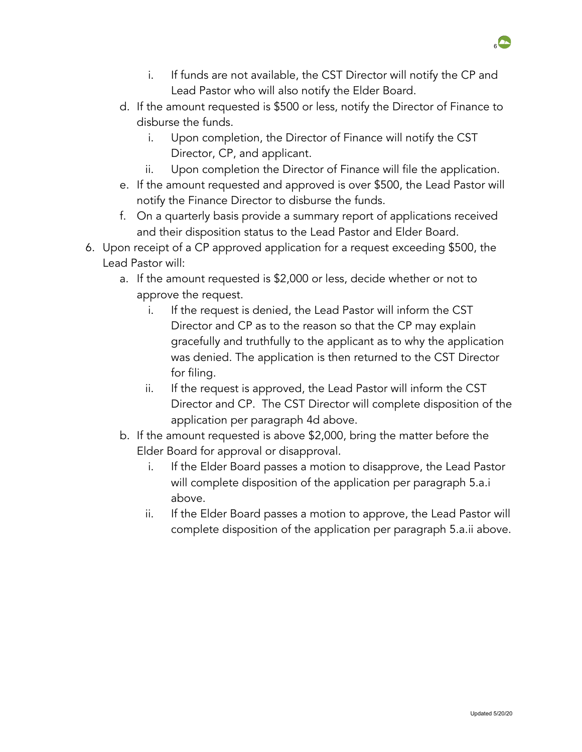i. If funds are not available, the CST Director will notify the CP and Lead Pastor who will also notify the Elder Board.

   d. If the amount requested is $500 or less, notify the Director of Finance to disburse the funds.
      i. Upon completion, the Director of Finance will notify the CST Director, CP, and applicant.
      ii. Upon completion the Director of Finance will file the application.
   e. If the amount requested and approved is over $500, the Lead Pastor will notify the Finance Director to disburse the funds.
   f. On a quarterly basis provide a summary report of applications received and their disposition status to the Lead Pastor and Elder Board.

6. Upon receipt of a CP approved application for a request exceeding $500, the Lead Pastor will:
   a. If the amount requested is $2,000 or less, decide whether or not to approve the request.
      i. If the request is denied, the Lead Pastor will inform the CST Director and CP as to the reason so that the CP may explain gracefully and truthfully to the applicant as to why the application was denied. The application is then returned to the CST Director for filing.
      ii. If the request is approved, the Lead Pastor will inform the CST Director and CP. The CST Director will complete disposition of the application per paragraph 4d above.
   b. If the amount requested is above $2,000, bring the matter before the Elder Board for approval or disapproval.
      i. If the Elder Board passes a motion to disapprove, the Lead Pastor will complete disposition of the application per paragraph 5.a.i above.
      ii. If the Elder Board passes a motion to approve, the Lead Pastor will complete disposition of the application per paragraph 5.a.ii above.

Updated 5/20/20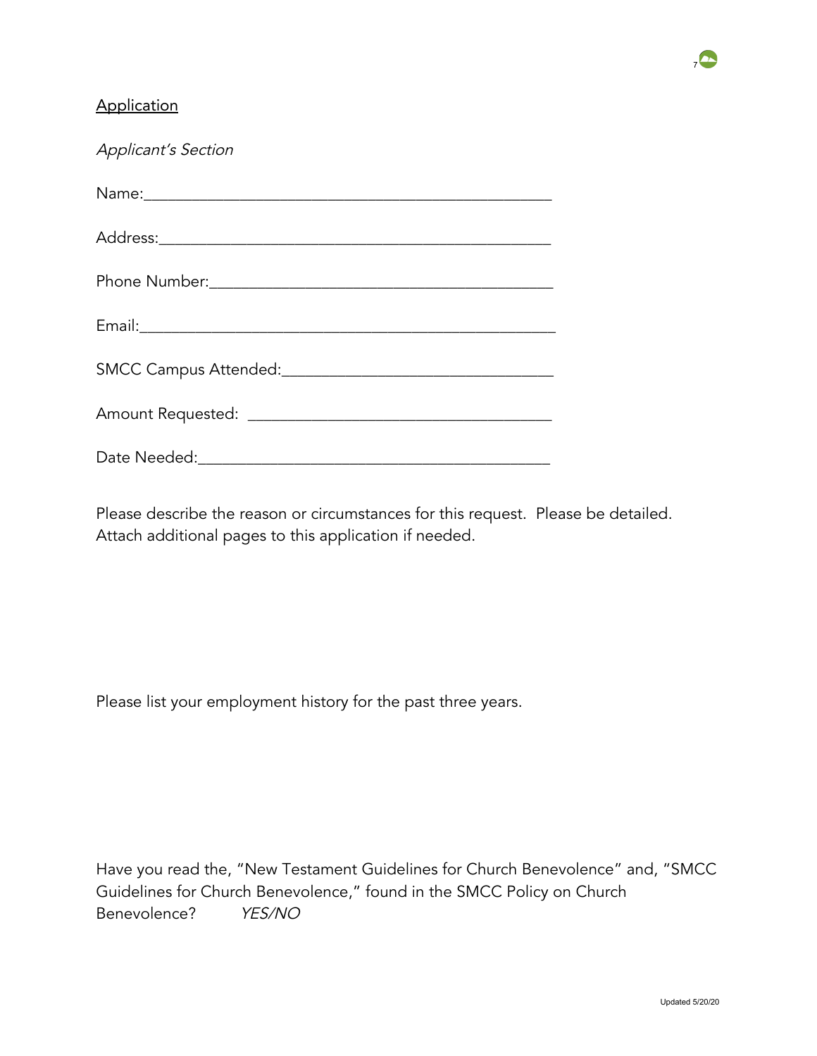<u>Application</u>

*Applicant's Section*

Name:_______________________________________________

Address:_____________________________________________

Phone Number:________________________________________

Email:_______________________________________________

SMCC Campus Attended:________________________________

Amount Requested: ___________________________________

Date Needed:_________________________________________

Please describe the reason or circumstances for this request. Please be detailed. Attach additional pages to this application if needed.

Please list your employment history for the past three years.

Have you read the, "New Testament Guidelines for Church Benevolence" and, "SMCC Guidelines for Church Benevolence," found in the SMCC Policy on Church Benevolence? *YES/NO*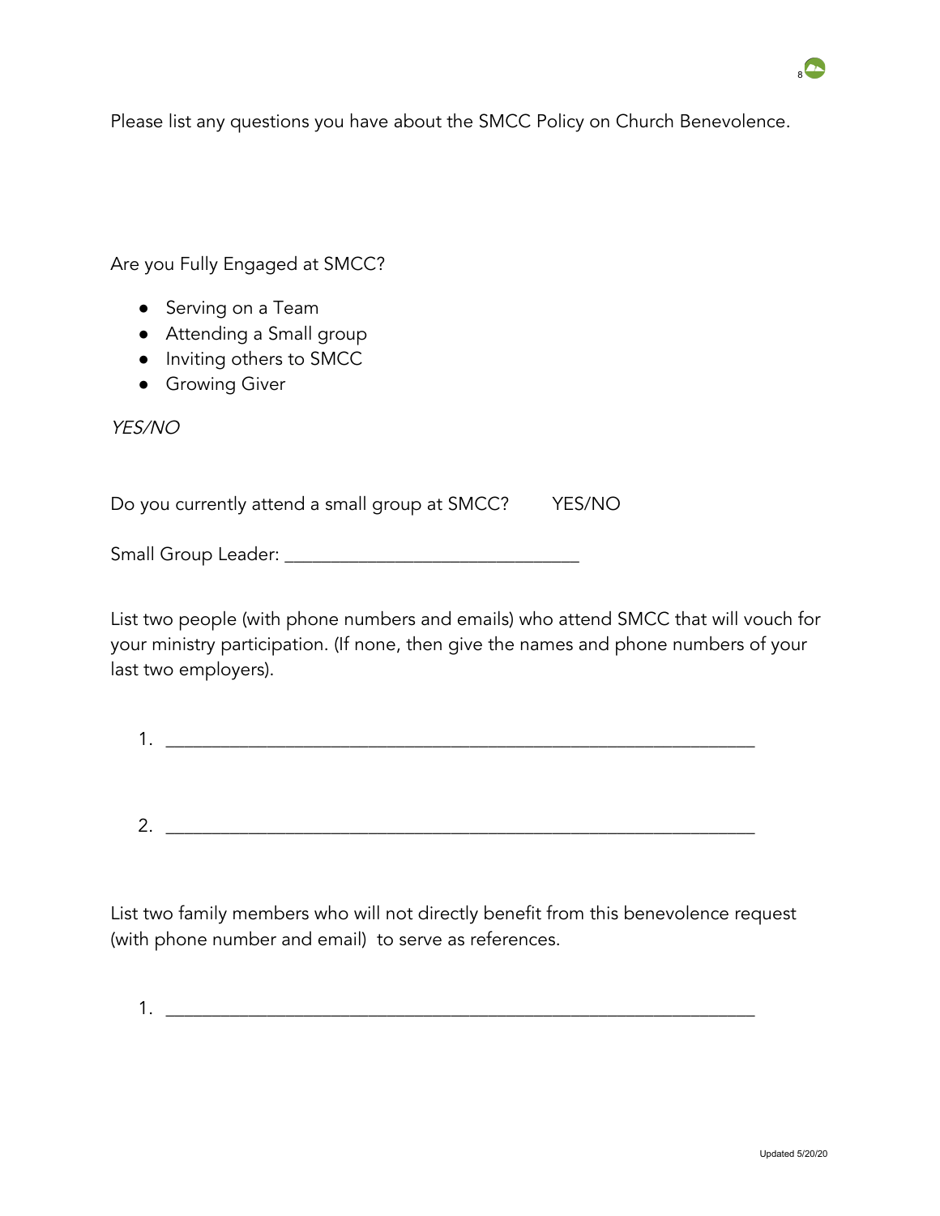Please list any questions you have about the SMCC Policy on Church Benevolence.

Are you Fully Engaged at SMCC?

- Serving on a Team
- Attending a Small group
- Inviting others to SMCC
- Growing Giver

*YES/NO*

Do you currently attend a small group at SMCC? YES/NO

Small Group Leader: _______________________________

List two people (with phone numbers and emails) who attend SMCC that will vouch for your ministry participation. (If none, then give the names and phone numbers of your last two employers).

1. _______________________________________________________________

2. _______________________________________________________________

List two family members who will not directly benefit from this benevolence request (with phone number and email) to serve as references.

1. _______________________________________________________________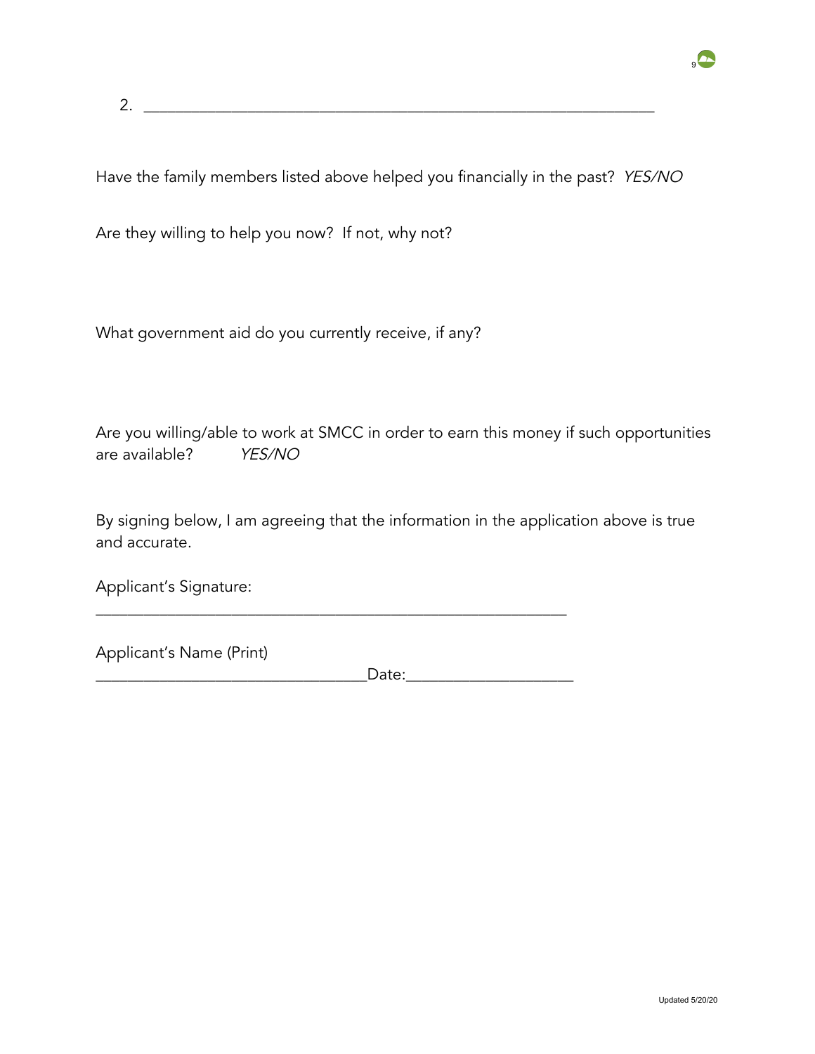2. ____________________________________________________________

Have the family members listed above helped you financially in the past? *YES/NO*

Are they willing to help you now? If not, why not?

What government aid do you currently receive, if any?

Are you willing/able to work at SMCC in order to earn this money if such opportunities are available? *YES/NO*

By signing below, I am agreeing that the information in the application above is true and accurate.

Applicant's Signature:
_________________________________________________________

Applicant's Name (Print)
_________________________________Date:____________________

Updated 5/20/20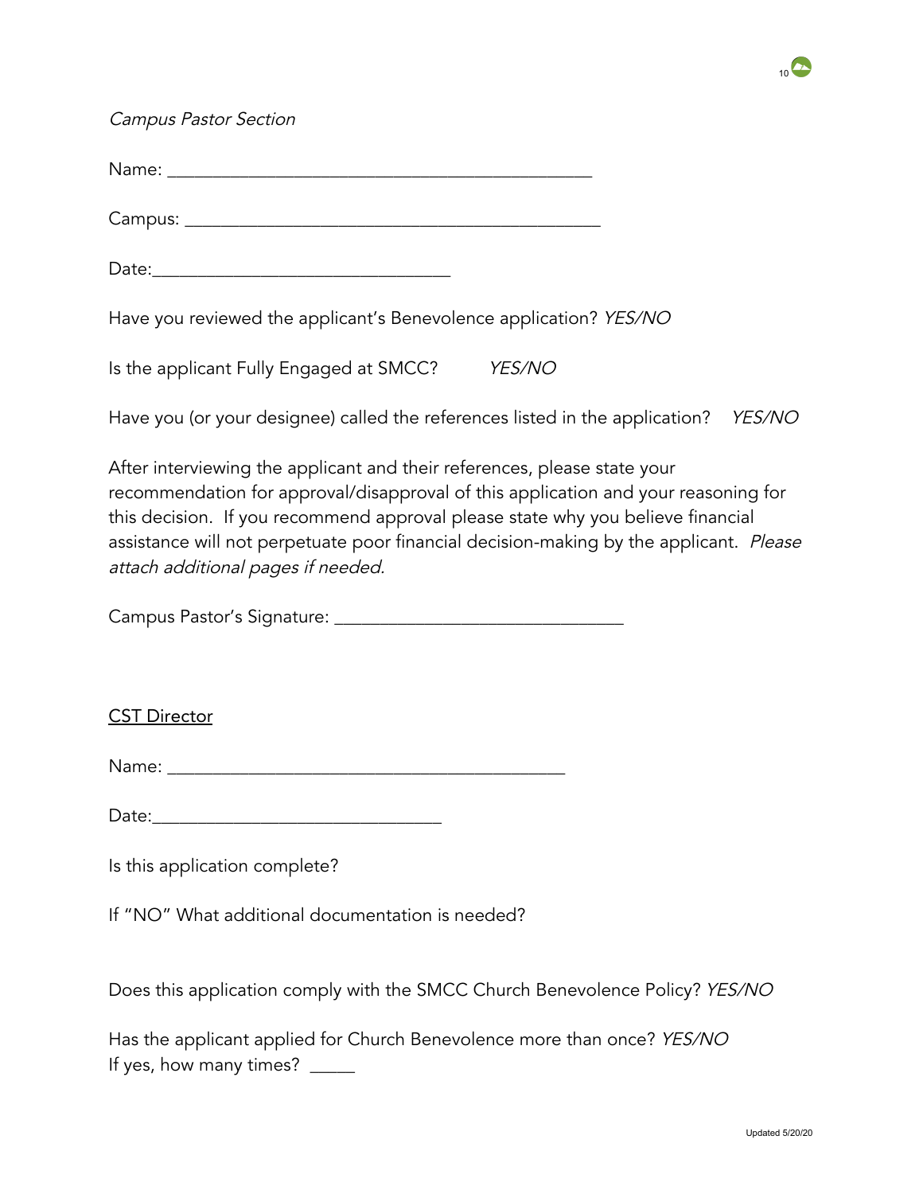*Campus Pastor Section*

Name: ___________________________________________

Campus: __________________________________________

Date:_____________________________

Have you reviewed the applicant's Benevolence application? *YES/NO*

Is the applicant Fully Engaged at SMCC? *YES/NO*

Have you (or your designee) called the references listed in the application? *YES/NO*

After interviewing the applicant and their references, please state your recommendation for approval/disapproval of this application and your reasoning for this decision. If you recommend approval please state why you believe financial assistance will not perpetuate poor financial decision-making by the applicant. *Please attach additional pages if needed.*

Campus Pastor's Signature: ____________________________

<u>CST Director</u>

Name: _________________________________________

Date:_____________________________

Is this application complete?

If "NO" What additional documentation is needed?

Does this application comply with the SMCC Church Benevolence Policy? *YES/NO*

Has the applicant applied for Church Benevolence more than once? *YES/NO*
If yes, how many times? _____

Updated 5/20/20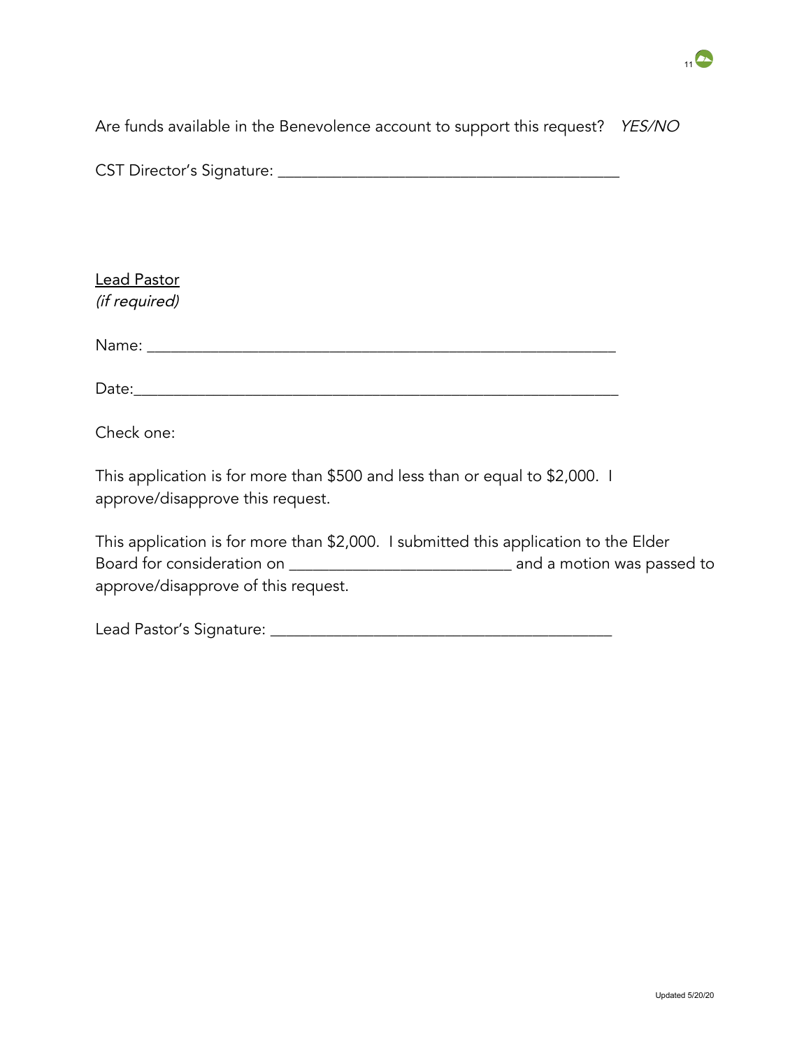Are funds available in the Benevolence account to support this request? *YES/NO*

CST Director's Signature: ___________________________________________

<u>Lead Pastor</u>
*(if required)*

Name: ___________________________________________________________

Date:____________________________________________________________

Check one:

This application is for more than $500 and less than or equal to $2,000. I approve/disapprove this request.

This application is for more than $2,000. I submitted this application to the Elder Board for consideration on ___________________________ and a motion was passed to approve/disapprove of this request.

Lead Pastor's Signature: ___________________________________________